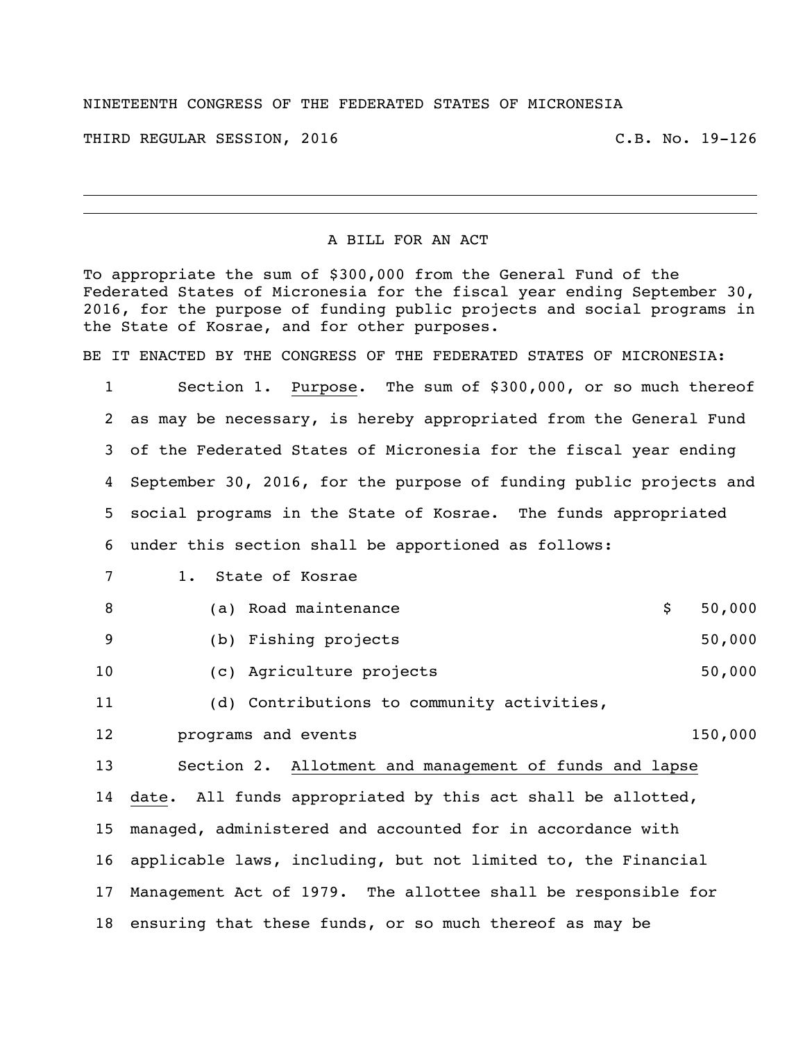NINETEENTH CONGRESS OF THE FEDERATED STATES OF MICRONESIA

THIRD REGULAR SESSION, 2016 C.B. No. 19-126

---

## A BILL FOR AN ACT

To appropriate the sum of $300,000 from the General Fund of the Federated States of Micronesia for the fiscal year ending September 30, 2016, for the purpose of funding public projects and social programs in the State of Kosrae, and for other purposes.

BE IT ENACTED BY THE CONGRESS OF THE FEDERATED STATES OF MICRONESIA:

Section 1. Purpose. The sum of $300,000, or so much thereof as may be necessary, is hereby appropriated from the General Fund of the Federated States of Micronesia for the fiscal year ending September 30, 2016, for the purpose of funding public projects and social programs in the State of Kosrae. The funds appropriated under this section shall be apportioned as follows:

1. State of Kosrae

| | |
|---|---|
| (a) Road maintenance | $ 50,000 |
| (b) Fishing projects | 50,000 |
| (c) Agriculture projects | 50,000 |
| (d) Contributions to community activities, programs and events | 150,000 |

Section 2. Allotment and management of funds and lapse date. All funds appropriated by this act shall be allotted, managed, administered and accounted for in accordance with applicable laws, including, but not limited to, the Financial Management Act of 1979. The allottee shall be responsible for ensuring that these funds, or so much thereof as may be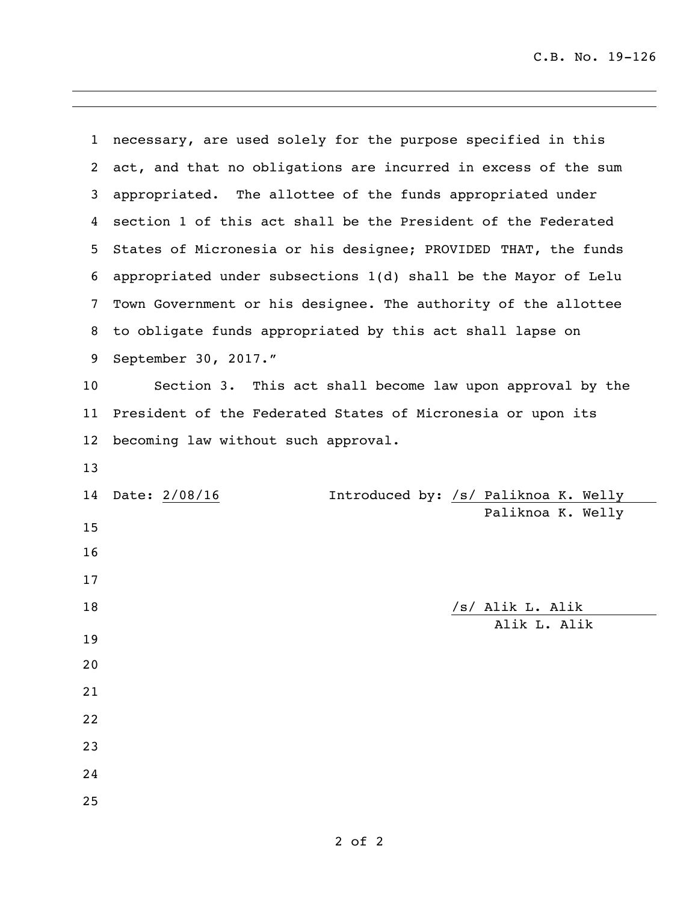necessary, are used solely for the purpose specified in this act, and that no obligations are incurred in excess of the sum appropriated. The allottee of the funds appropriated under section 1 of this act shall be the President of the Federated States of Micronesia or his designee; PROVIDED THAT, the funds appropriated under subsections 1(d) shall be the Mayor of Lelu Town Government or his designee. The authority of the allottee to obligate funds appropriated by this act shall lapse on September 30, 2017."

Section 3. This act shall become law upon approval by the President of the Federated States of Micronesia or upon its becoming law without such approval.

Date: 2/08/16

Introduced by: /s/ Paliknoa K. Welly
Paliknoa K. Welly

/s/ Alik L. Alik
Alik L. Alik